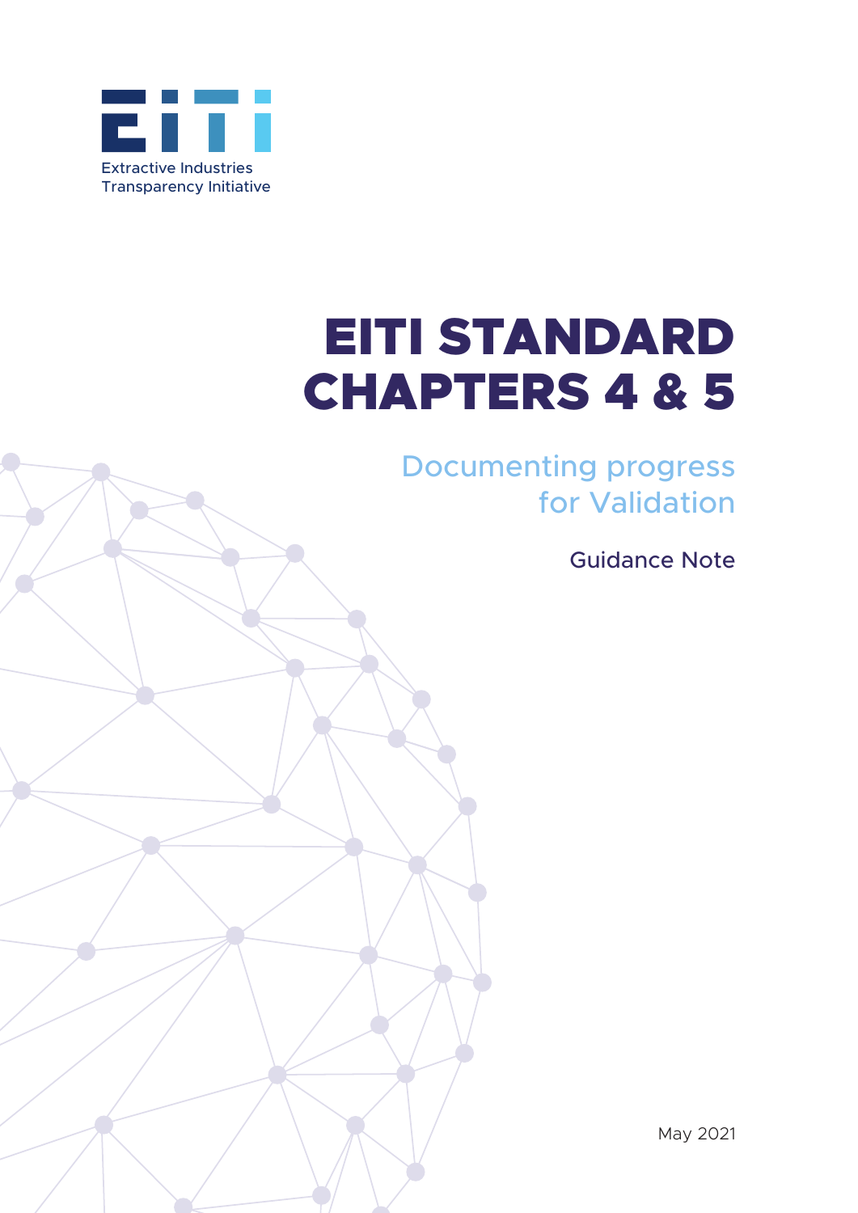Extractive Industries Transparency Initiative

# EITI STANDARD CHAPTERS 4 & 5

## Documenting progress for Validation

Guidance Note

May 2021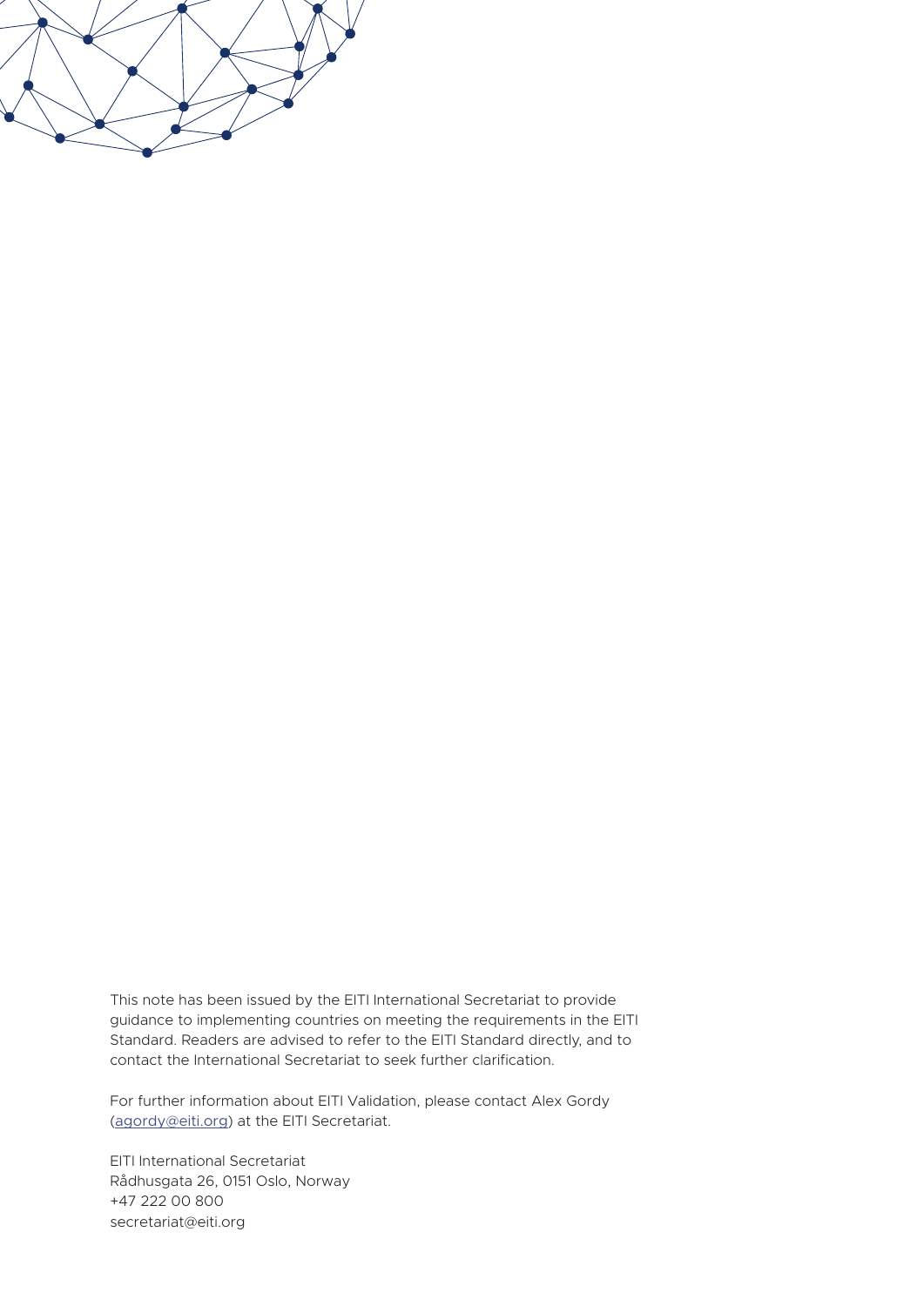This note has been issued by the EITI International Secretariat to provide guidance to implementing countries on meeting the requirements in the EITI Standard. Readers are advised to refer to the EITI Standard directly, and to contact the International Secretariat to seek further clarification.

For further information about EITI Validation, please contact Alex Gordy (agordy@eiti.org) at the EITI Secretariat.

EITI International Secretariat
Rådhusgata 26, 0151 Oslo, Norway
+47 222 00 800
secretariat@eiti.org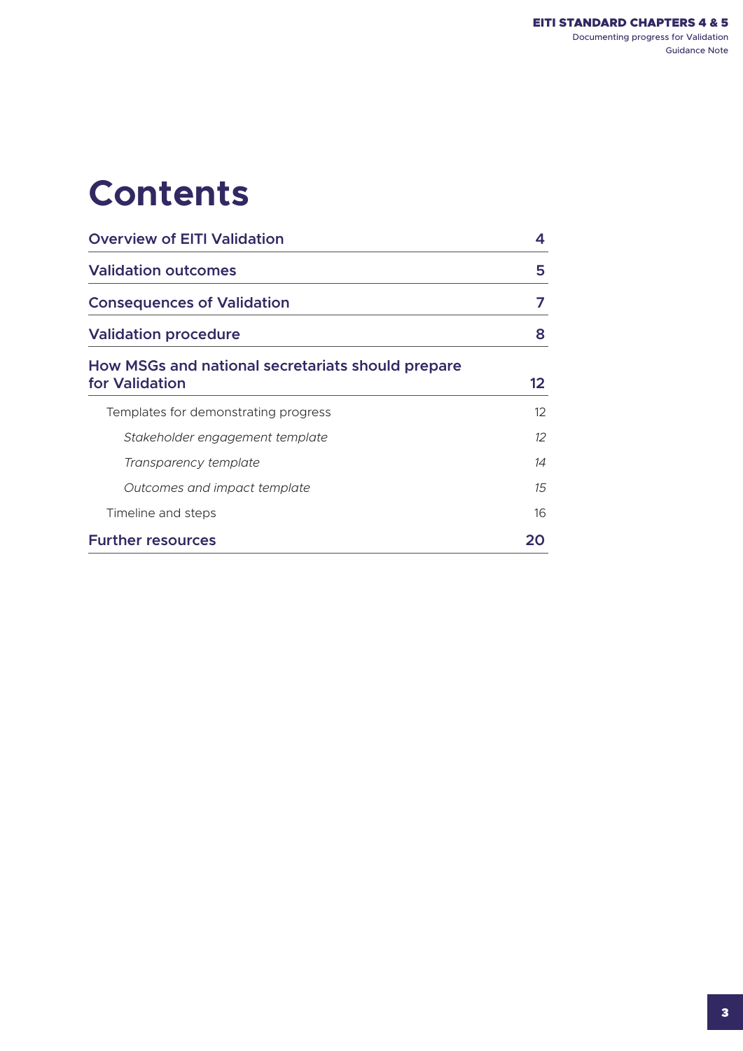# Contents

| | |
|---|---|
| **Overview of EITI Validation** | **4** |
| **Validation outcomes** | **5** |
| **Consequences of Validation** | **7** |
| **Validation procedure** | **8** |
| **How MSGs and national secretariats should prepare for Validation** | **12** |
| Templates for demonstrating progress | 12 |
| *Stakeholder engagement template* | *12* |
| *Transparency template* | *14* |
| *Outcomes and impact template* | *15* |
| Timeline and steps | 16 |
| **Further resources** | **20** |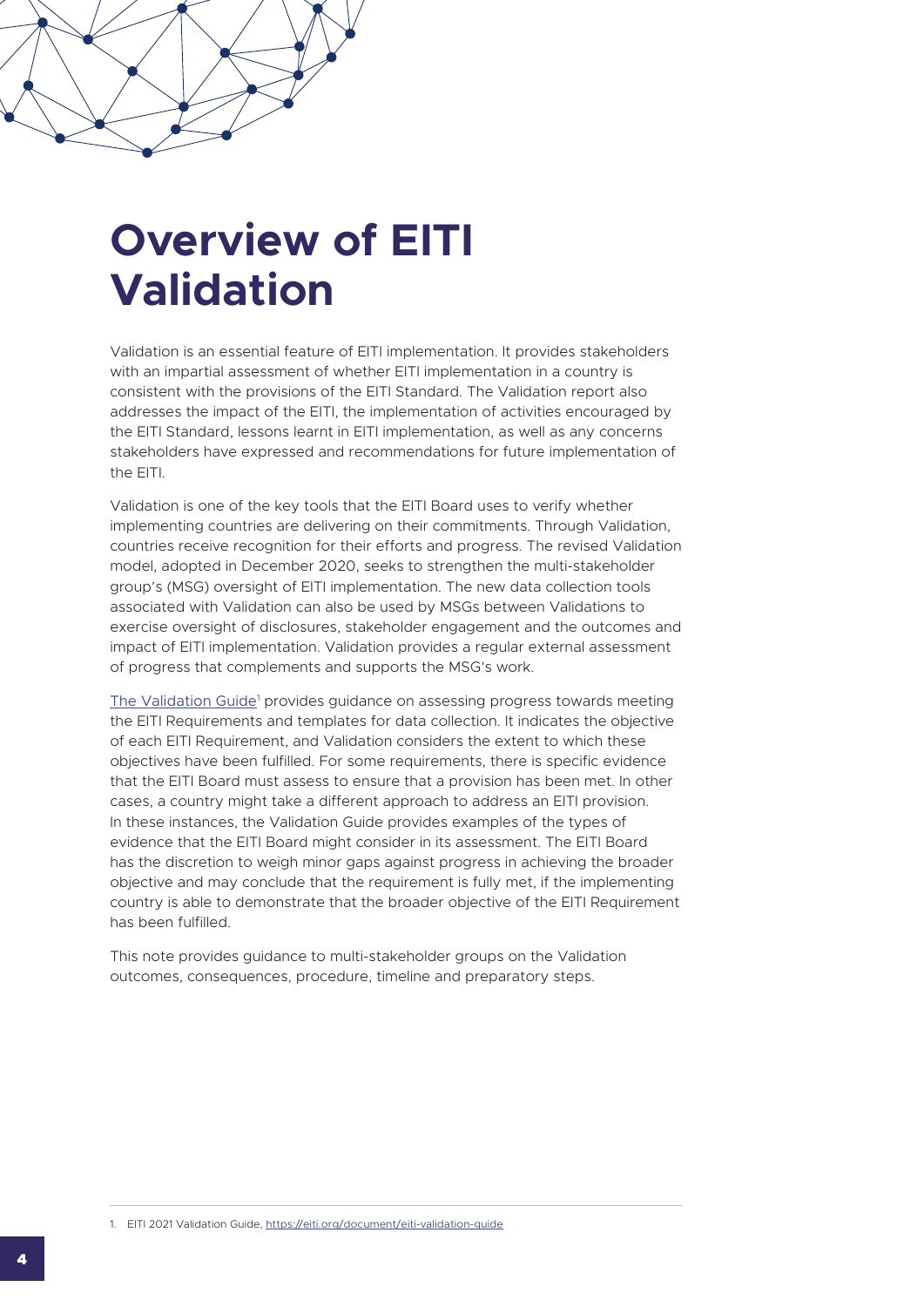# Overview of EITI Validation

Validation is an essential feature of EITI implementation. It provides stakeholders with an impartial assessment of whether EITI implementation in a country is consistent with the provisions of the EITI Standard. The Validation report also addresses the impact of the EITI, the implementation of activities encouraged by the EITI Standard, lessons learnt in EITI implementation, as well as any concerns stakeholders have expressed and recommendations for future implementation of the EITI.

Validation is one of the key tools that the EITI Board uses to verify whether implementing countries are delivering on their commitments. Through Validation, countries receive recognition for their efforts and progress. The revised Validation model, adopted in December 2020, seeks to strengthen the multi-stakeholder group's (MSG) oversight of EITI implementation. The new data collection tools associated with Validation can also be used by MSGs between Validations to exercise oversight of disclosures, stakeholder engagement and the outcomes and impact of EITI implementation. Validation provides a regular external assessment of progress that complements and supports the MSG's work.

The Validation Guide[1] provides guidance on assessing progress towards meeting the EITI Requirements and templates for data collection. It indicates the objective of each EITI Requirement, and Validation considers the extent to which these objectives have been fulfilled. For some requirements, there is specific evidence that the EITI Board must assess to ensure that a provision has been met. In other cases, a country might take a different approach to address an EITI provision. In these instances, the Validation Guide provides examples of the types of evidence that the EITI Board might consider in its assessment. The EITI Board has the discretion to weigh minor gaps against progress in achieving the broader objective and may conclude that the requirement is fully met, if the implementing country is able to demonstrate that the broader objective of the EITI Requirement has been fulfilled.

This note provides guidance to multi-stakeholder groups on the Validation outcomes, consequences, procedure, timeline and preparatory steps.

1. EITI 2021 Validation Guide, https://eiti.org/document/eiti-validation-guide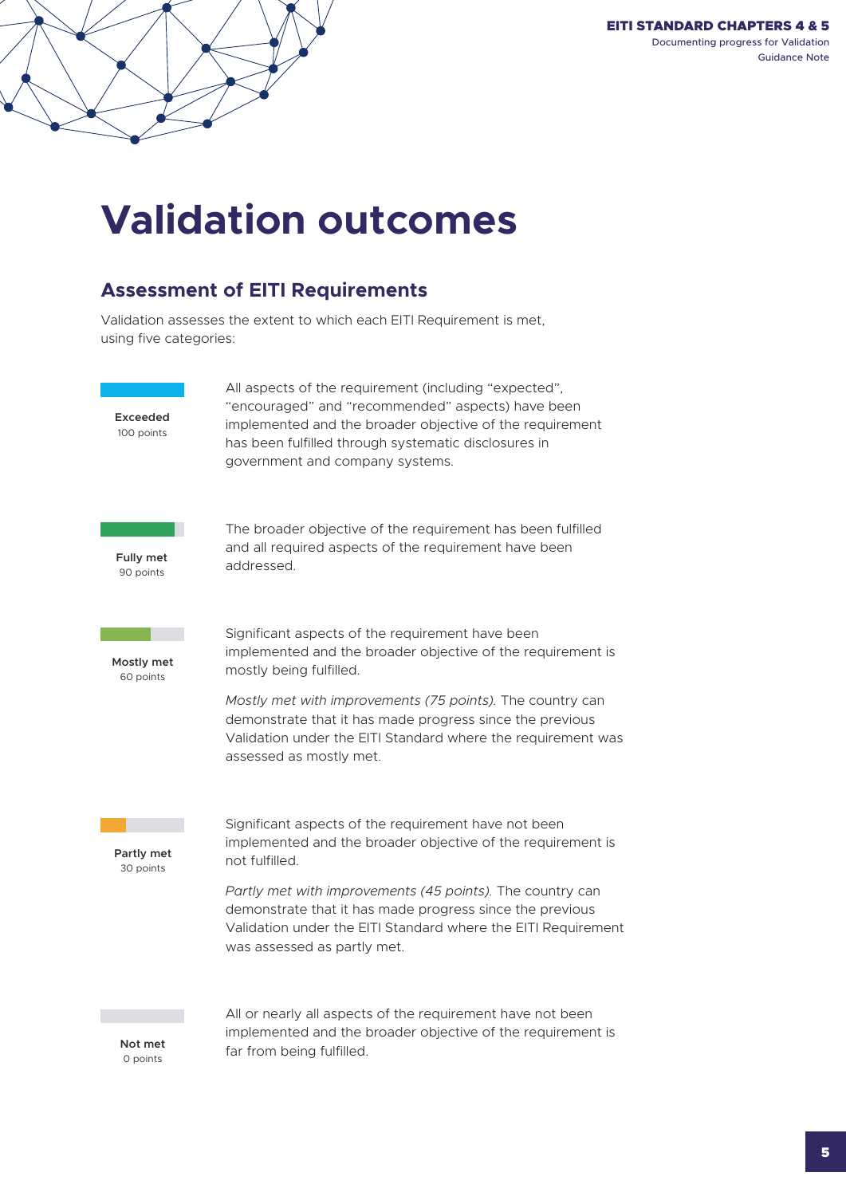# Validation outcomes

## Assessment of EITI Requirements

Validation assesses the extent to which each EITI Requirement is met, using five categories:

**Exceeded**
100 points

All aspects of the requirement (including "expected", "encouraged" and "recommended" aspects) have been implemented and the broader objective of the requirement has been fulfilled through systematic disclosures in government and company systems.

**Fully met**
90 points

The broader objective of the requirement has been fulfilled and all required aspects of the requirement have been addressed.

**Mostly met**
60 points

Significant aspects of the requirement have been implemented and the broader objective of the requirement is mostly being fulfilled.

*Mostly met with improvements (75 points).* The country can demonstrate that it has made progress since the previous Validation under the EITI Standard where the requirement was assessed as mostly met.

**Partly met**
30 points

Significant aspects of the requirement have not been implemented and the broader objective of the requirement is not fulfilled.

*Partly met with improvements (45 points).* The country can demonstrate that it has made progress since the previous Validation under the EITI Standard where the EITI Requirement was assessed as partly met.

**Not met**
0 points

All or nearly all aspects of the requirement have not been implemented and the broader objective of the requirement is far from being fulfilled.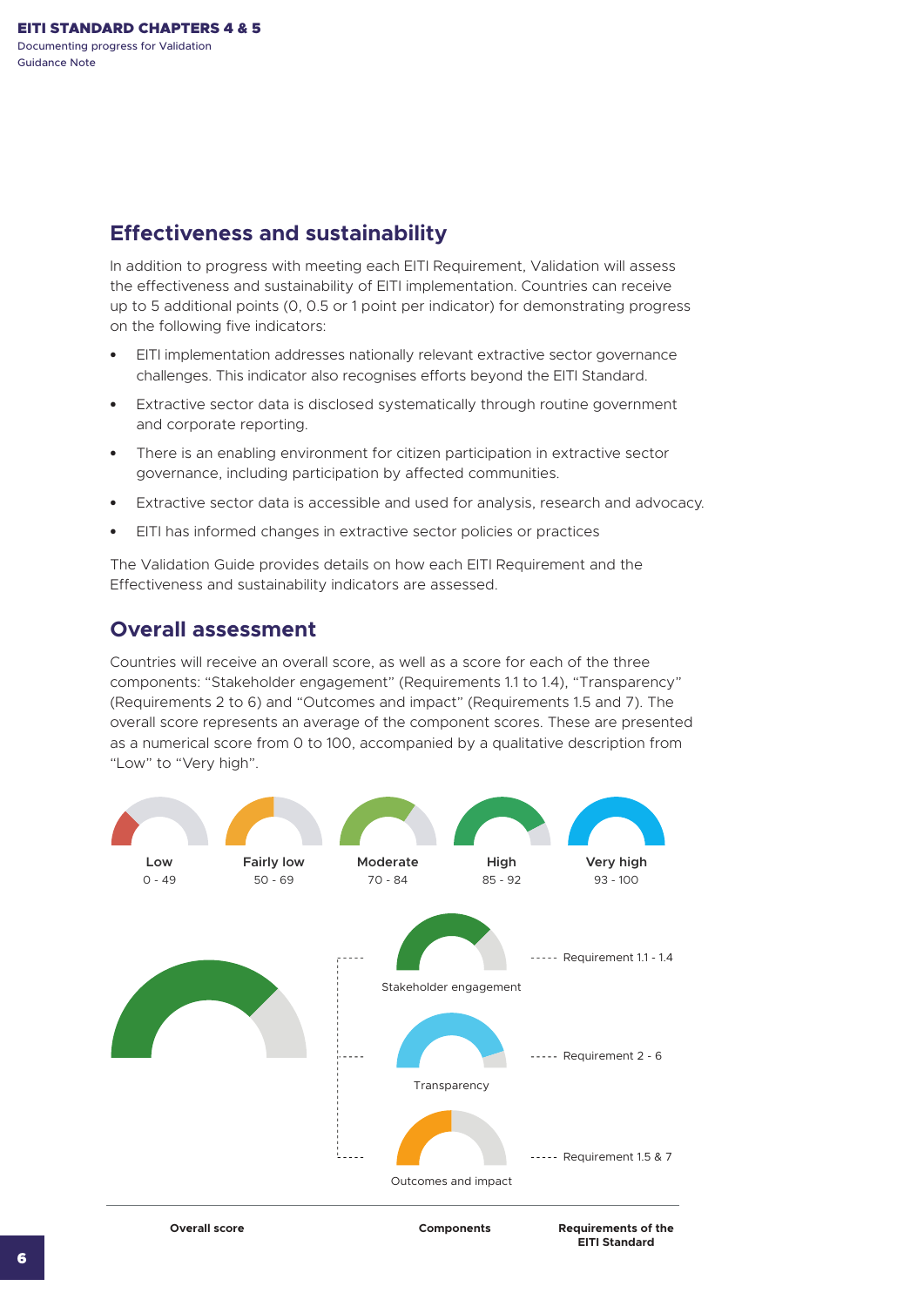## Effectiveness and sustainability

In addition to progress with meeting each EITI Requirement, Validation will assess the effectiveness and sustainability of EITI implementation. Countries can receive up to 5 additional points (0, 0.5 or 1 point per indicator) for demonstrating progress on the following five indicators:

- EITI implementation addresses nationally relevant extractive sector governance challenges. This indicator also recognises efforts beyond the EITI Standard.
- Extractive sector data is disclosed systematically through routine government and corporate reporting.
- There is an enabling environment for citizen participation in extractive sector governance, including participation by affected communities.
- Extractive sector data is accessible and used for analysis, research and advocacy.
- EITI has informed changes in extractive sector policies or practices

The Validation Guide provides details on how each EITI Requirement and the Effectiveness and sustainability indicators are assessed.

## Overall assessment

Countries will receive an overall score, as well as a score for each of the three components: "Stakeholder engagement" (Requirements 1.1 to 1.4), "Transparency" (Requirements 2 to 6) and "Outcomes and impact" (Requirements 1.5 and 7). The overall score represents an average of the component scores. These are presented as a numerical score from 0 to 100, accompanied by a qualitative description from "Low" to "Very high".

Low 0 - 49 | Fairly low 50 - 69 | Moderate 70 - 84 | High 85 - 92 | Very high 93 - 100

| Overall score | Components | Requirements of the EITI Standard |
|---|---|---|
| | Stakeholder engagement | Requirement 1.1 - 1.4 |
| | Transparency | Requirement 2 - 6 |
| | Outcomes and impact | Requirement 1.5 & 7 |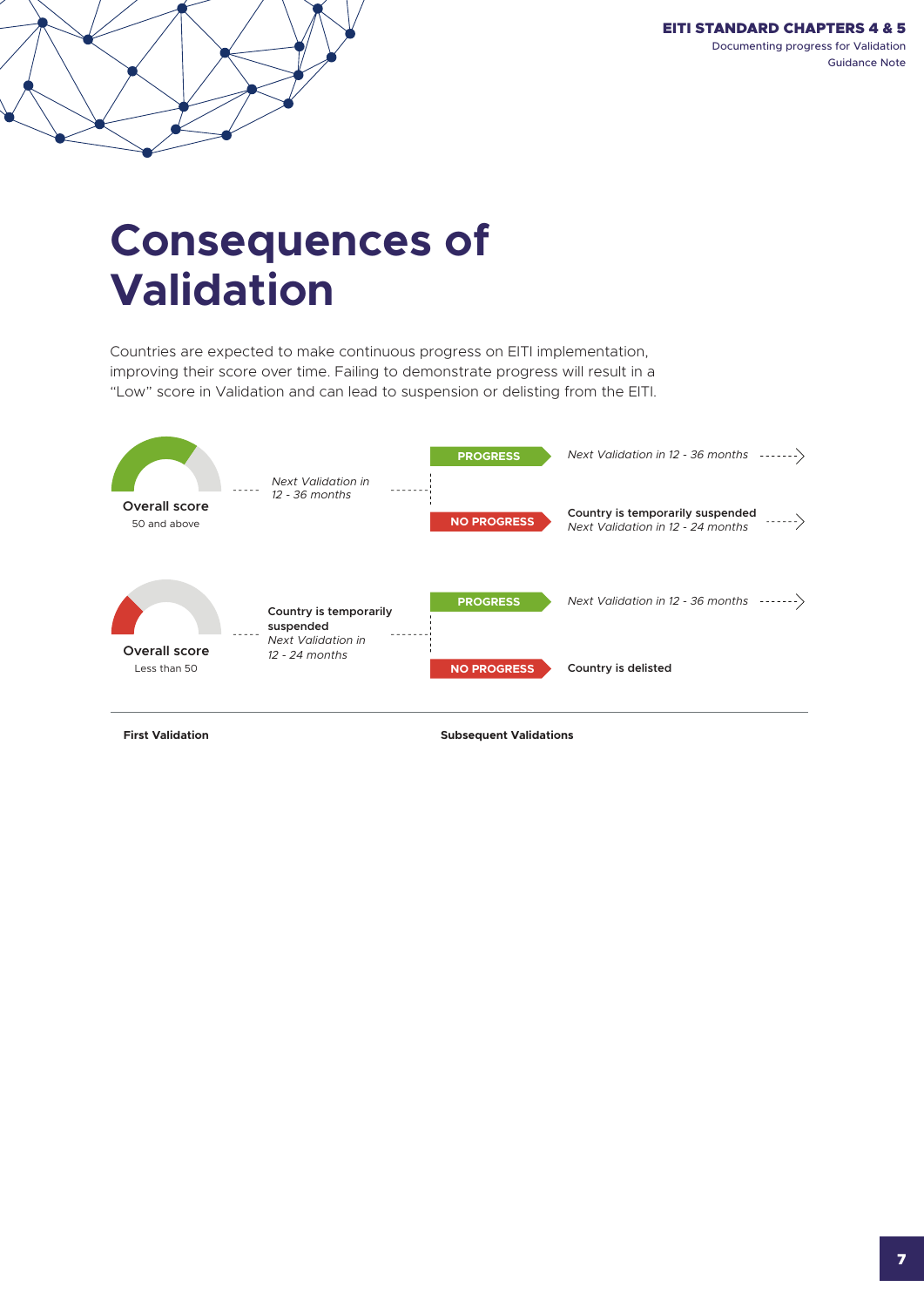# Consequences of Validation

Countries are expected to make continuous progress on EITI implementation, improving their score over time. Failing to demonstrate progress will result in a "Low" score in Validation and can lead to suspension or delisting from the EITI.

| First Validation | | Subsequent Validations | |
|---|---|---|---|
| **Overall score** 50 and above | *Next Validation in 12 - 36 months* | **PROGRESS** | *Next Validation in 12 - 36 months* |
| | | **NO PROGRESS** | **Country is temporarily suspended** *Next Validation in 12 - 24 months* |
| **Overall score** Less than 50 | **Country is temporarily suspended** *Next Validation in 12 - 24 months* | **PROGRESS** | *Next Validation in 12 - 36 months* |
| | | **NO PROGRESS** | **Country is delisted** |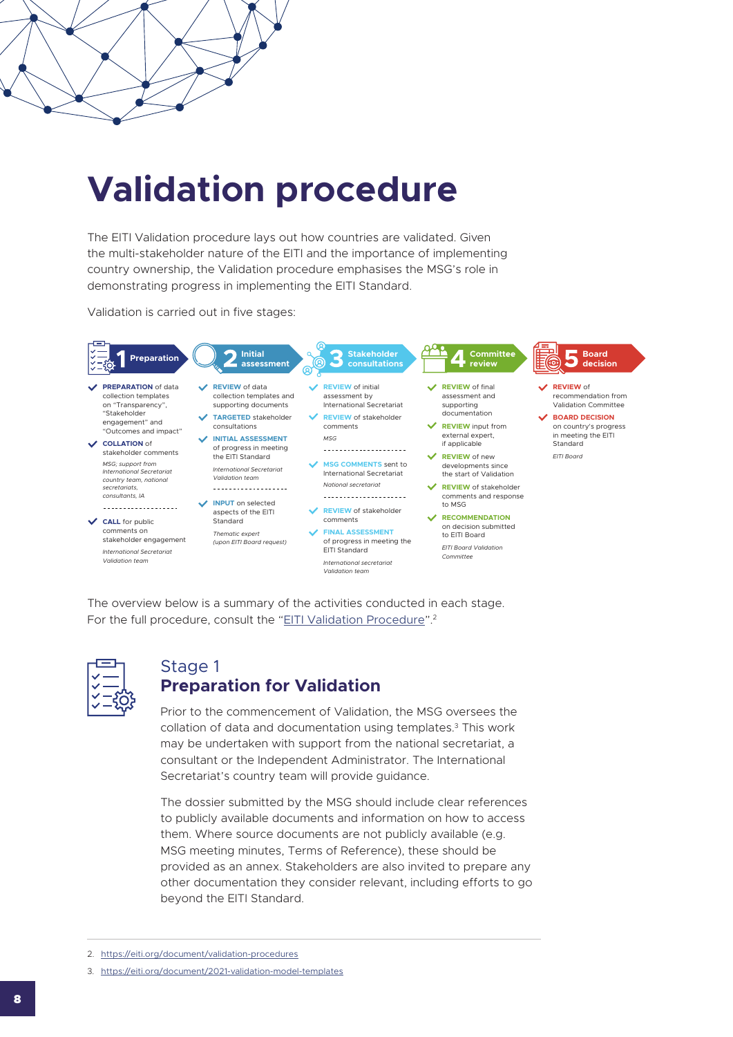# Validation procedure

The EITI Validation procedure lays out how countries are validated. Given the multi-stakeholder nature of the EITI and the importance of implementing country ownership, the Validation procedure emphasises the MSG's role in demonstrating progress in implementing the EITI Standard.

Validation is carried out in five stages:

**1 Preparation**

- **PREPARATION** of data collection templates on "Transparency", "Stakeholder engagement" and "Outcomes and impact"
- **COLLATION** of stakeholder comments

*MSG, support from International Secretariat country team, national secretariats, consultants, IA*

- **CALL** for public comments on stakeholder engagement

*International Secretariat Validation team*

**2 Initial assessment**

- **REVIEW** of data collection templates and supporting documents
- **TARGETED** stakeholder consultations
- **INITIAL ASSESSMENT** of progress in meeting the EITI Standard

*International Secretariat Validation team*

- **INPUT** on selected aspects of the EITI Standard

*Thematic expert (upon EITI Board request)*

**3 Stakeholder consultations**

- **REVIEW** of initial assessment by International Secretariat
- **REVIEW** of stakeholder comments

*MSG*

- **MSG COMMENTS** sent to International Secretariat

*National secretariat*

- **REVIEW** of stakeholder comments
- **FINAL ASSESSMENT** of progress in meeting the EITI Standard

*International secretariat Validation team*

**4 Committee review**

- **REVIEW** of final assessment and supporting documentation
- **REVIEW** input from external expert, if applicable
- **REVIEW** of new developments since the start of Validation
- **REVIEW** of stakeholder comments and response to MSG
- **RECOMMENDATION** on decision submitted to EITI Board

*EITI Board Validation Committee*

**5 Board decision**

- **REVIEW** of recommendation from Validation Committee
- **BOARD DECISION** on country's progress in meeting the EITI Standard

*EITI Board*

The overview below is a summary of the activities conducted in each stage. For the full procedure, consult the "EITI Validation Procedure".[2]

## Stage 1
## Preparation for Validation

Prior to the commencement of Validation, the MSG oversees the collation of data and documentation using templates.[3] This work may be undertaken with support from the national secretariat, a consultant or the Independent Administrator. The International Secretariat's country team will provide guidance.

The dossier submitted by the MSG should include clear references to publicly available documents and information on how to access them. Where source documents are not publicly available (e.g. MSG meeting minutes, Terms of Reference), these should be provided as an annex. Stakeholders are also invited to prepare any other documentation they consider relevant, including efforts to go beyond the EITI Standard.

2. https://eiti.org/document/validation-procedures
3. https://eiti.org/document/2021-validation-model-templates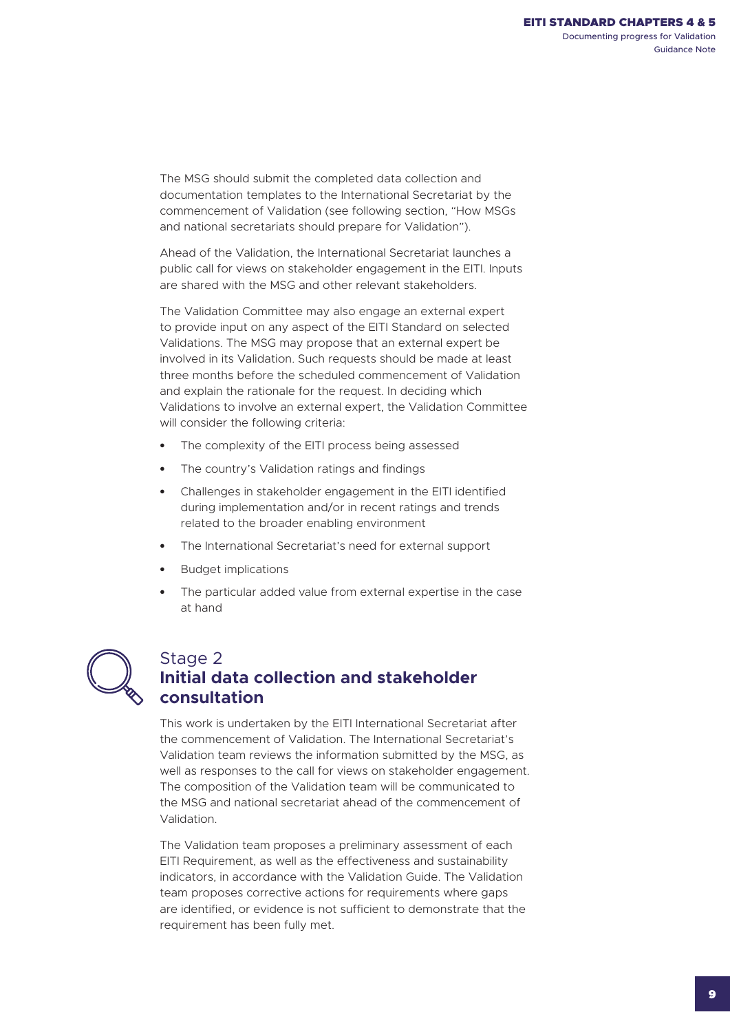The MSG should submit the completed data collection and documentation templates to the International Secretariat by the commencement of Validation (see following section, "How MSGs and national secretariats should prepare for Validation").

Ahead of the Validation, the International Secretariat launches a public call for views on stakeholder engagement in the EITI. Inputs are shared with the MSG and other relevant stakeholders.

The Validation Committee may also engage an external expert to provide input on any aspect of the EITI Standard on selected Validations. The MSG may propose that an external expert be involved in its Validation. Such requests should be made at least three months before the scheduled commencement of Validation and explain the rationale for the request. In deciding which Validations to involve an external expert, the Validation Committee will consider the following criteria:

- The complexity of the EITI process being assessed
- The country's Validation ratings and findings
- Challenges in stakeholder engagement in the EITI identified during implementation and/or in recent ratings and trends related to the broader enabling environment
- The International Secretariat's need for external support
- Budget implications
- The particular added value from external expertise in the case at hand

## Stage 2 **Initial data collection and stakeholder consultation**

This work is undertaken by the EITI International Secretariat after the commencement of Validation. The International Secretariat's Validation team reviews the information submitted by the MSG, as well as responses to the call for views on stakeholder engagement. The composition of the Validation team will be communicated to the MSG and national secretariat ahead of the commencement of Validation.

The Validation team proposes a preliminary assessment of each EITI Requirement, as well as the effectiveness and sustainability indicators, in accordance with the Validation Guide. The Validation team proposes corrective actions for requirements where gaps are identified, or evidence is not sufficient to demonstrate that the requirement has been fully met.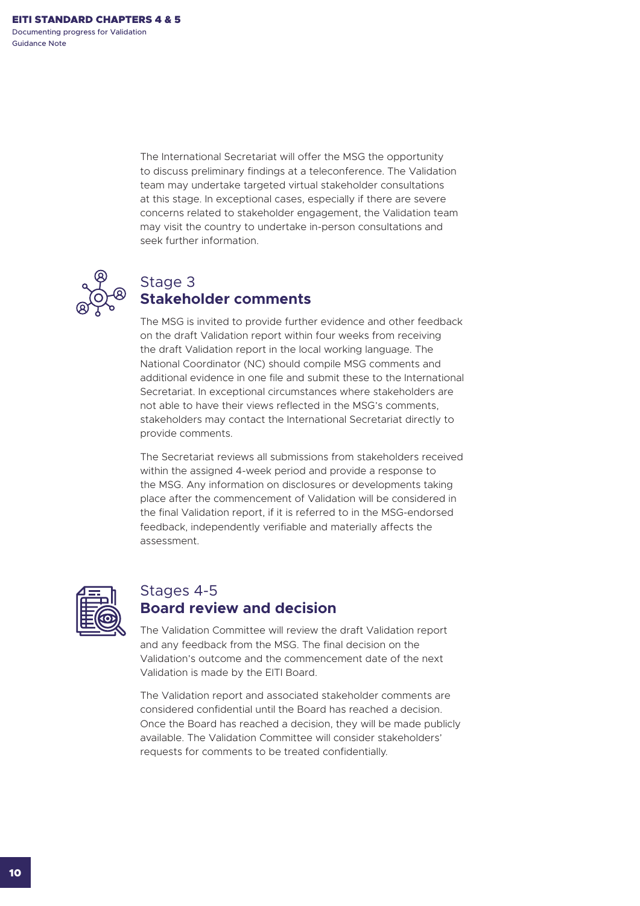The International Secretariat will offer the MSG the opportunity to discuss preliminary findings at a teleconference. The Validation team may undertake targeted virtual stakeholder consultations at this stage. In exceptional cases, especially if there are severe concerns related to stakeholder engagement, the Validation team may visit the country to undertake in-person consultations and seek further information.

## Stage 3 **Stakeholder comments**

The MSG is invited to provide further evidence and other feedback on the draft Validation report within four weeks from receiving the draft Validation report in the local working language. The National Coordinator (NC) should compile MSG comments and additional evidence in one file and submit these to the International Secretariat. In exceptional circumstances where stakeholders are not able to have their views reflected in the MSG's comments, stakeholders may contact the International Secretariat directly to provide comments.

The Secretariat reviews all submissions from stakeholders received within the assigned 4-week period and provide a response to the MSG. Any information on disclosures or developments taking place after the commencement of Validation will be considered in the final Validation report, if it is referred to in the MSG-endorsed feedback, independently verifiable and materially affects the assessment.

## Stages 4-5 **Board review and decision**

The Validation Committee will review the draft Validation report and any feedback from the MSG. The final decision on the Validation's outcome and the commencement date of the next Validation is made by the EITI Board.

The Validation report and associated stakeholder comments are considered confidential until the Board has reached a decision. Once the Board has reached a decision, they will be made publicly available. The Validation Committee will consider stakeholders' requests for comments to be treated confidentially.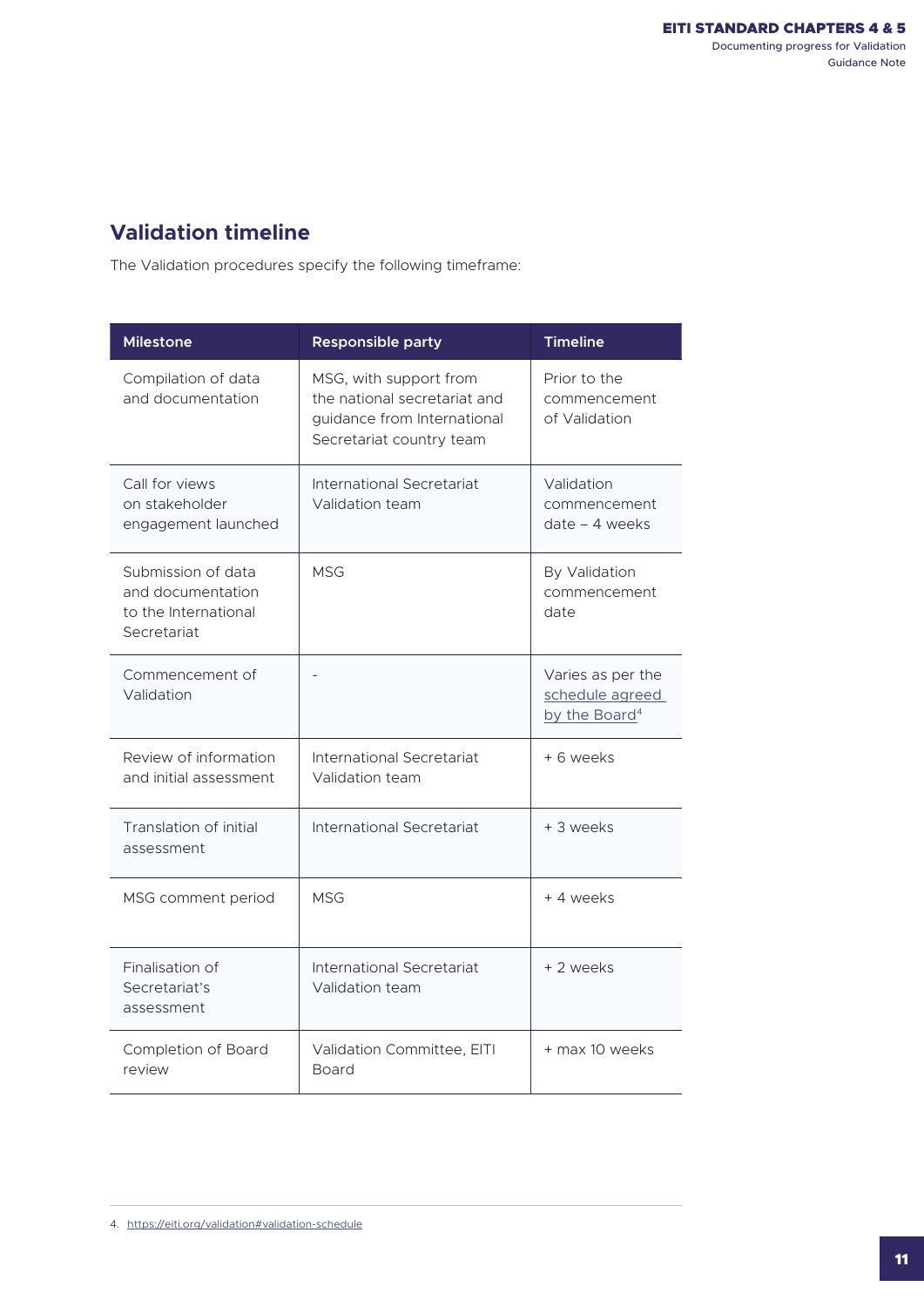## Validation timeline

The Validation procedures specify the following timeframe:

| Milestone | Responsible party | Timeline |
|---|---|---|
| Compilation of data and documentation | MSG, with support from the national secretariat and guidance from International Secretariat country team | Prior to the commencement of Validation |
| Call for views on stakeholder engagement launched | International Secretariat Validation team | Validation commencement date – 4 weeks |
| Submission of data and documentation to the International Secretariat | MSG | By Validation commencement date |
| Commencement of Validation | - | Varies as per the schedule agreed by the Board[4] |
| Review of information and initial assessment | International Secretariat Validation team | + 6 weeks |
| Translation of initial assessment | International Secretariat | + 3 weeks |
| MSG comment period | MSG | + 4 weeks |
| Finalisation of Secretariat's assessment | International Secretariat Validation team | + 2 weeks |
| Completion of Board review | Validation Committee, EITI Board | + max 10 weeks |

4. https://eiti.org/validation#validation-schedule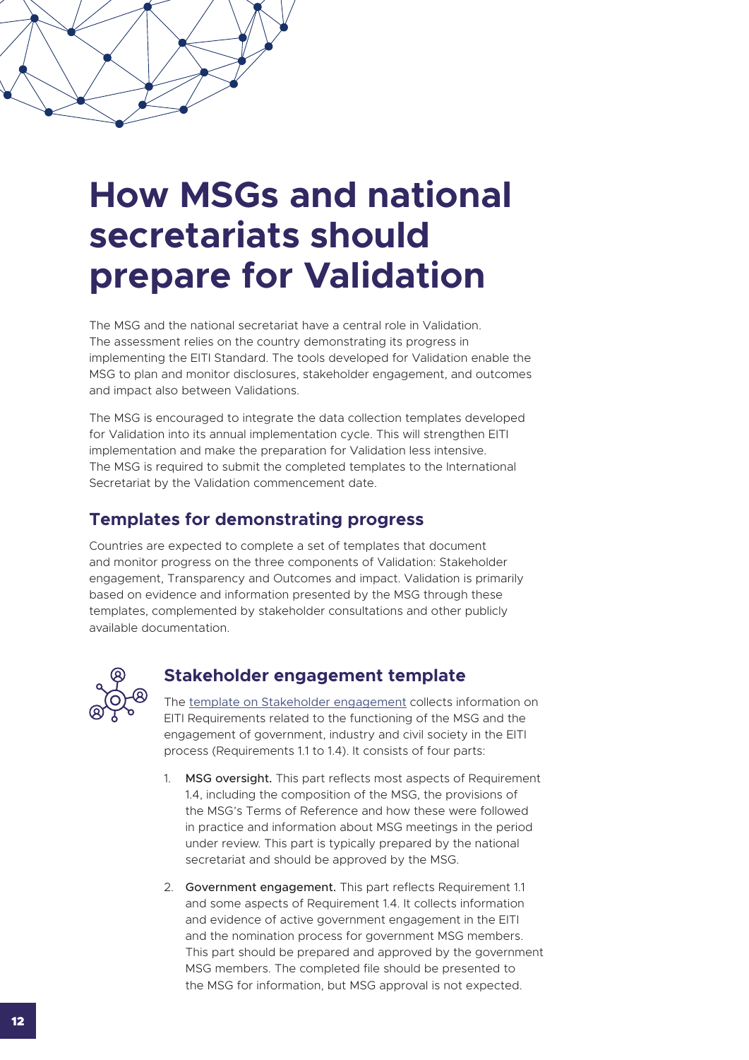# How MSGs and national secretariats should prepare for Validation

The MSG and the national secretariat have a central role in Validation. The assessment relies on the country demonstrating its progress in implementing the EITI Standard. The tools developed for Validation enable the MSG to plan and monitor disclosures, stakeholder engagement, and outcomes and impact also between Validations.

The MSG is encouraged to integrate the data collection templates developed for Validation into its annual implementation cycle. This will strengthen EITI implementation and make the preparation for Validation less intensive. The MSG is required to submit the completed templates to the International Secretariat by the Validation commencement date.

## Templates for demonstrating progress

Countries are expected to complete a set of templates that document and monitor progress on the three components of Validation: Stakeholder engagement, Transparency and Outcomes and impact. Validation is primarily based on evidence and information presented by the MSG through these templates, complemented by stakeholder consultations and other publicly available documentation.

### Stakeholder engagement template

The template on Stakeholder engagement collects information on EITI Requirements related to the functioning of the MSG and the engagement of government, industry and civil society in the EITI process (Requirements 1.1 to 1.4). It consists of four parts:

1. **MSG oversight.** This part reflects most aspects of Requirement 1.4, including the composition of the MSG, the provisions of the MSG's Terms of Reference and how these were followed in practice and information about MSG meetings in the period under review. This part is typically prepared by the national secretariat and should be approved by the MSG.

2. **Government engagement.** This part reflects Requirement 1.1 and some aspects of Requirement 1.4. It collects information and evidence of active government engagement in the EITI and the nomination process for government MSG members. This part should be prepared and approved by the government MSG members. The completed file should be presented to the MSG for information, but MSG approval is not expected.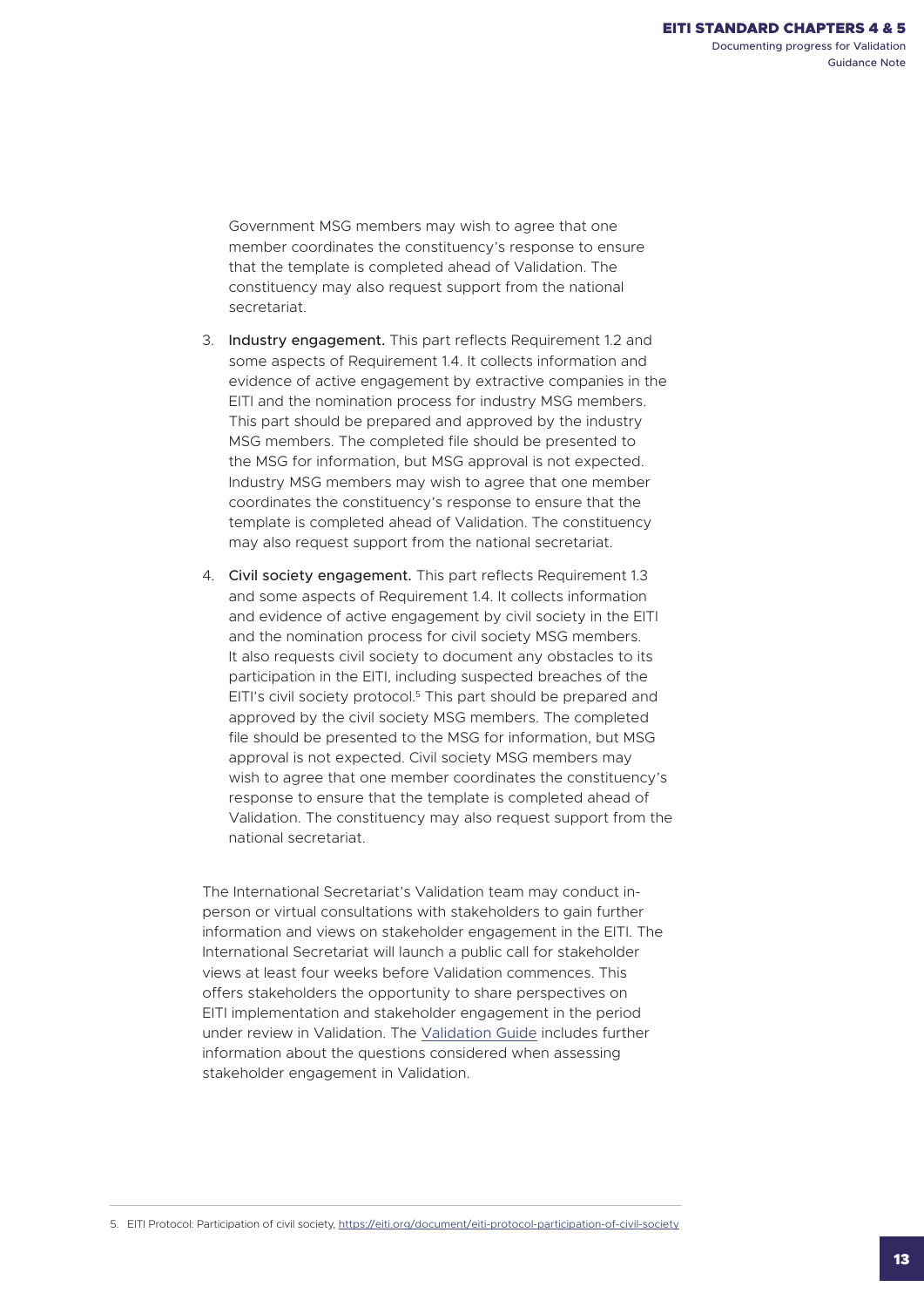Government MSG members may wish to agree that one member coordinates the constituency's response to ensure that the template is completed ahead of Validation. The constituency may also request support from the national secretariat.

3. **Industry engagement.** This part reflects Requirement 1.2 and some aspects of Requirement 1.4. It collects information and evidence of active engagement by extractive companies in the EITI and the nomination process for industry MSG members. This part should be prepared and approved by the industry MSG members. The completed file should be presented to the MSG for information, but MSG approval is not expected. Industry MSG members may wish to agree that one member coordinates the constituency's response to ensure that the template is completed ahead of Validation. The constituency may also request support from the national secretariat.

4. **Civil society engagement.** This part reflects Requirement 1.3 and some aspects of Requirement 1.4. It collects information and evidence of active engagement by civil society in the EITI and the nomination process for civil society MSG members. It also requests civil society to document any obstacles to its participation in the EITI, including suspected breaches of the EITI's civil society protocol.[5] This part should be prepared and approved by the civil society MSG members. The completed file should be presented to the MSG for information, but MSG approval is not expected. Civil society MSG members may wish to agree that one member coordinates the constituency's response to ensure that the template is completed ahead of Validation. The constituency may also request support from the national secretariat.

The International Secretariat's Validation team may conduct in-person or virtual consultations with stakeholders to gain further information and views on stakeholder engagement in the EITI. The International Secretariat will launch a public call for stakeholder views at least four weeks before Validation commences. This offers stakeholders the opportunity to share perspectives on EITI implementation and stakeholder engagement in the period under review in Validation. The [Validation Guide](#) includes further information about the questions considered when assessing stakeholder engagement in Validation.

---

5. EITI Protocol: Participation of civil society, https://eiti.org/document/eiti-protocol-participation-of-civil-society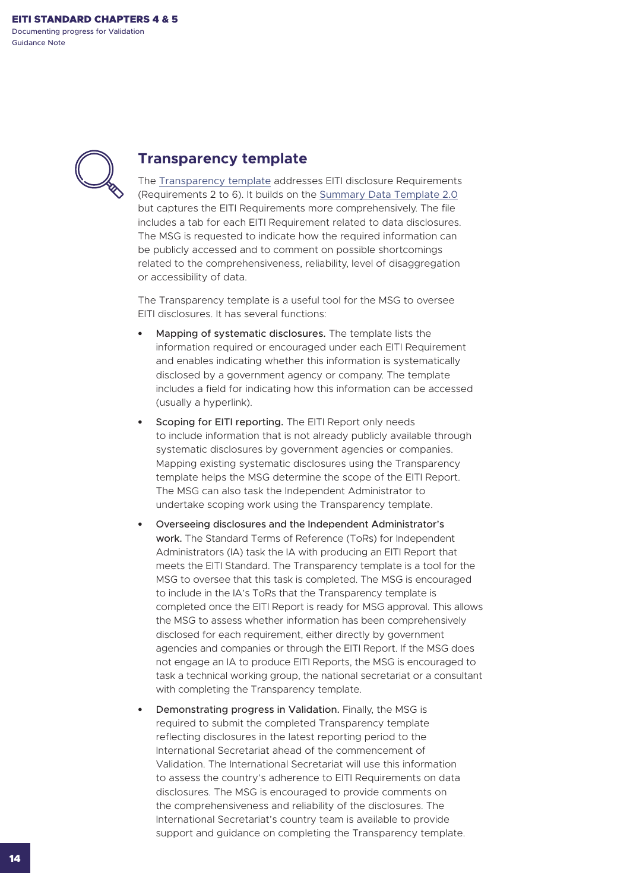## Transparency template

The Transparency template addresses EITI disclosure Requirements (Requirements 2 to 6). It builds on the Summary Data Template 2.0 but captures the EITI Requirements more comprehensively. The file includes a tab for each EITI Requirement related to data disclosures. The MSG is requested to indicate how the required information can be publicly accessed and to comment on possible shortcomings related to the comprehensiveness, reliability, level of disaggregation or accessibility of data.

The Transparency template is a useful tool for the MSG to oversee EITI disclosures. It has several functions:

- **Mapping of systematic disclosures.** The template lists the information required or encouraged under each EITI Requirement and enables indicating whether this information is systematically disclosed by a government agency or company. The template includes a field for indicating how this information can be accessed (usually a hyperlink).
- **Scoping for EITI reporting.** The EITI Report only needs to include information that is not already publicly available through systematic disclosures by government agencies or companies. Mapping existing systematic disclosures using the Transparency template helps the MSG determine the scope of the EITI Report. The MSG can also task the Independent Administrator to undertake scoping work using the Transparency template.
- **Overseeing disclosures and the Independent Administrator's work.** The Standard Terms of Reference (ToRs) for Independent Administrators (IA) task the IA with producing an EITI Report that meets the EITI Standard. The Transparency template is a tool for the MSG to oversee that this task is completed. The MSG is encouraged to include in the IA's ToRs that the Transparency template is completed once the EITI Report is ready for MSG approval. This allows the MSG to assess whether information has been comprehensively disclosed for each requirement, either directly by government agencies and companies or through the EITI Report. If the MSG does not engage an IA to produce EITI Reports, the MSG is encouraged to task a technical working group, the national secretariat or a consultant with completing the Transparency template.
- **Demonstrating progress in Validation.** Finally, the MSG is required to submit the completed Transparency template reflecting disclosures in the latest reporting period to the International Secretariat ahead of the commencement of Validation. The International Secretariat will use this information to assess the country's adherence to EITI Requirements on data disclosures. The MSG is encouraged to provide comments on the comprehensiveness and reliability of the disclosures. The International Secretariat's country team is available to provide support and guidance on completing the Transparency template.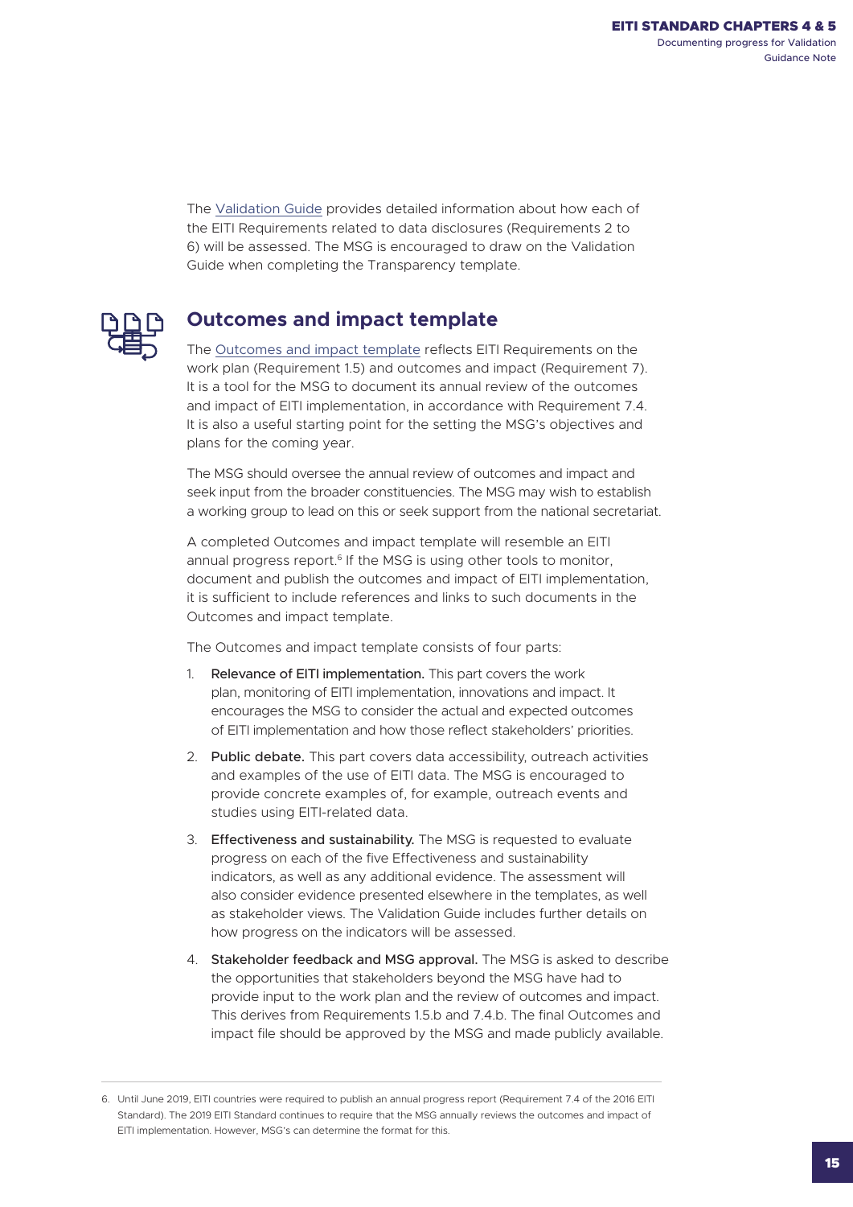The Validation Guide provides detailed information about how each of the EITI Requirements related to data disclosures (Requirements 2 to 6) will be assessed. The MSG is encouraged to draw on the Validation Guide when completing the Transparency template.

## Outcomes and impact template

The Outcomes and impact template reflects EITI Requirements on the work plan (Requirement 1.5) and outcomes and impact (Requirement 7). It is a tool for the MSG to document its annual review of the outcomes and impact of EITI implementation, in accordance with Requirement 7.4. It is also a useful starting point for the setting the MSG's objectives and plans for the coming year.

The MSG should oversee the annual review of outcomes and impact and seek input from the broader constituencies. The MSG may wish to establish a working group to lead on this or seek support from the national secretariat.

A completed Outcomes and impact template will resemble an EITI annual progress report.[6] If the MSG is using other tools to monitor, document and publish the outcomes and impact of EITI implementation, it is sufficient to include references and links to such documents in the Outcomes and impact template.

The Outcomes and impact template consists of four parts:

1. **Relevance of EITI implementation.** This part covers the work plan, monitoring of EITI implementation, innovations and impact. It encourages the MSG to consider the actual and expected outcomes of EITI implementation and how those reflect stakeholders' priorities.
2. **Public debate.** This part covers data accessibility, outreach activities and examples of the use of EITI data. The MSG is encouraged to provide concrete examples of, for example, outreach events and studies using EITI-related data.
3. **Effectiveness and sustainability.** The MSG is requested to evaluate progress on each of the five Effectiveness and sustainability indicators, as well as any additional evidence. The assessment will also consider evidence presented elsewhere in the templates, as well as stakeholder views. The Validation Guide includes further details on how progress on the indicators will be assessed.
4. **Stakeholder feedback and MSG approval.** The MSG is asked to describe the opportunities that stakeholders beyond the MSG have had to provide input to the work plan and the review of outcomes and impact. This derives from Requirements 1.5.b and 7.4.b. The final Outcomes and impact file should be approved by the MSG and made publicly available.

---

6. Until June 2019, EITI countries were required to publish an annual progress report (Requirement 7.4 of the 2016 EITI Standard). The 2019 EITI Standard continues to require that the MSG annually reviews the outcomes and impact of EITI implementation. However, MSG's can determine the format for this.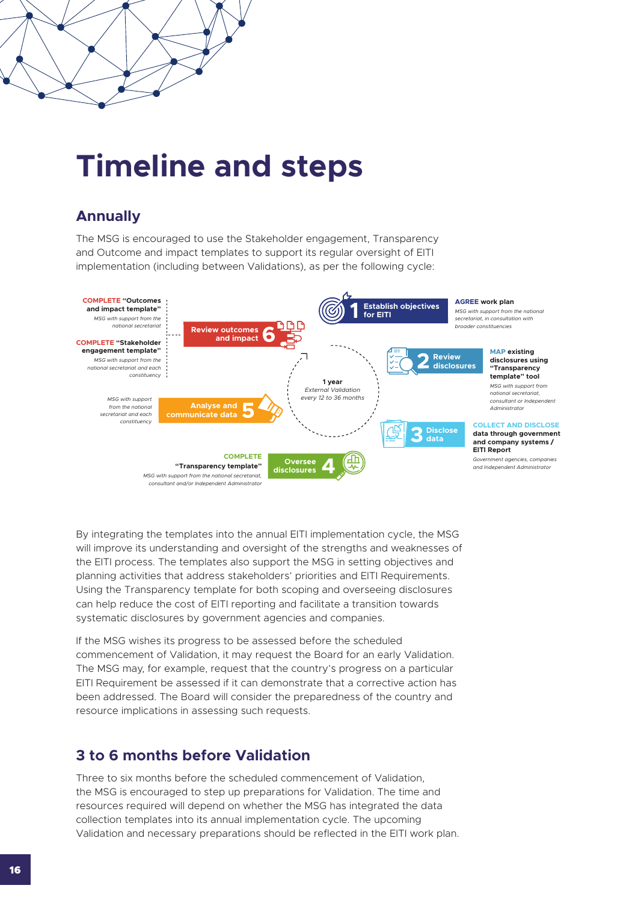# Timeline and steps

## Annually

The MSG is encouraged to use the Stakeholder engagement, Transparency and Outcome and impact templates to support its regular oversight of EITI implementation (including between Validations), as per the following cycle:

**1 year**
*External Validation every 12 to 36 months*

**1 Establish objectives for EITI**
**AGREE** work plan
*MSG with support from the national secretariat, in consultation with broader constituencies*

**2 Review disclosures**
**MAP** existing disclosures using "Transparency template" tool
*MSG with support from national secretariat, consultant or Independent Administrator*

**3 Disclose data**
**COLLECT AND DISCLOSE** data through government and company systems / EITI Report
*Government agencies, companies and Independent Administrator*

**4 Oversee disclosures**
**COMPLETE** "Transparency template"
*MSG with support from the national secretariat, consultant and/or Independent Administrator*

**5 Analyse and communicate data**
*MSG with support from the national secretariat and each constituency*

**6 Review outcomes and impact**
**COMPLETE** "Outcomes and impact template"
*MSG with support from the national secretariat*
**COMPLETE** "Stakeholder engagement template"
*MSG with support from the national secretariat and each constituency*

By integrating the templates into the annual EITI implementation cycle, the MSG will improve its understanding and oversight of the strengths and weaknesses of the EITI process. The templates also support the MSG in setting objectives and planning activities that address stakeholders' priorities and EITI Requirements. Using the Transparency template for both scoping and overseeing disclosures can help reduce the cost of EITI reporting and facilitate a transition towards systematic disclosures by government agencies and companies.

If the MSG wishes its progress to be assessed before the scheduled commencement of Validation, it may request the Board for an early Validation. The MSG may, for example, request that the country's progress on a particular EITI Requirement be assessed if it can demonstrate that a corrective action has been addressed. The Board will consider the preparedness of the country and resource implications in assessing such requests.

## 3 to 6 months before Validation

Three to six months before the scheduled commencement of Validation, the MSG is encouraged to step up preparations for Validation. The time and resources required will depend on whether the MSG has integrated the data collection templates into its annual implementation cycle. The upcoming Validation and necessary preparations should be reflected in the EITI work plan.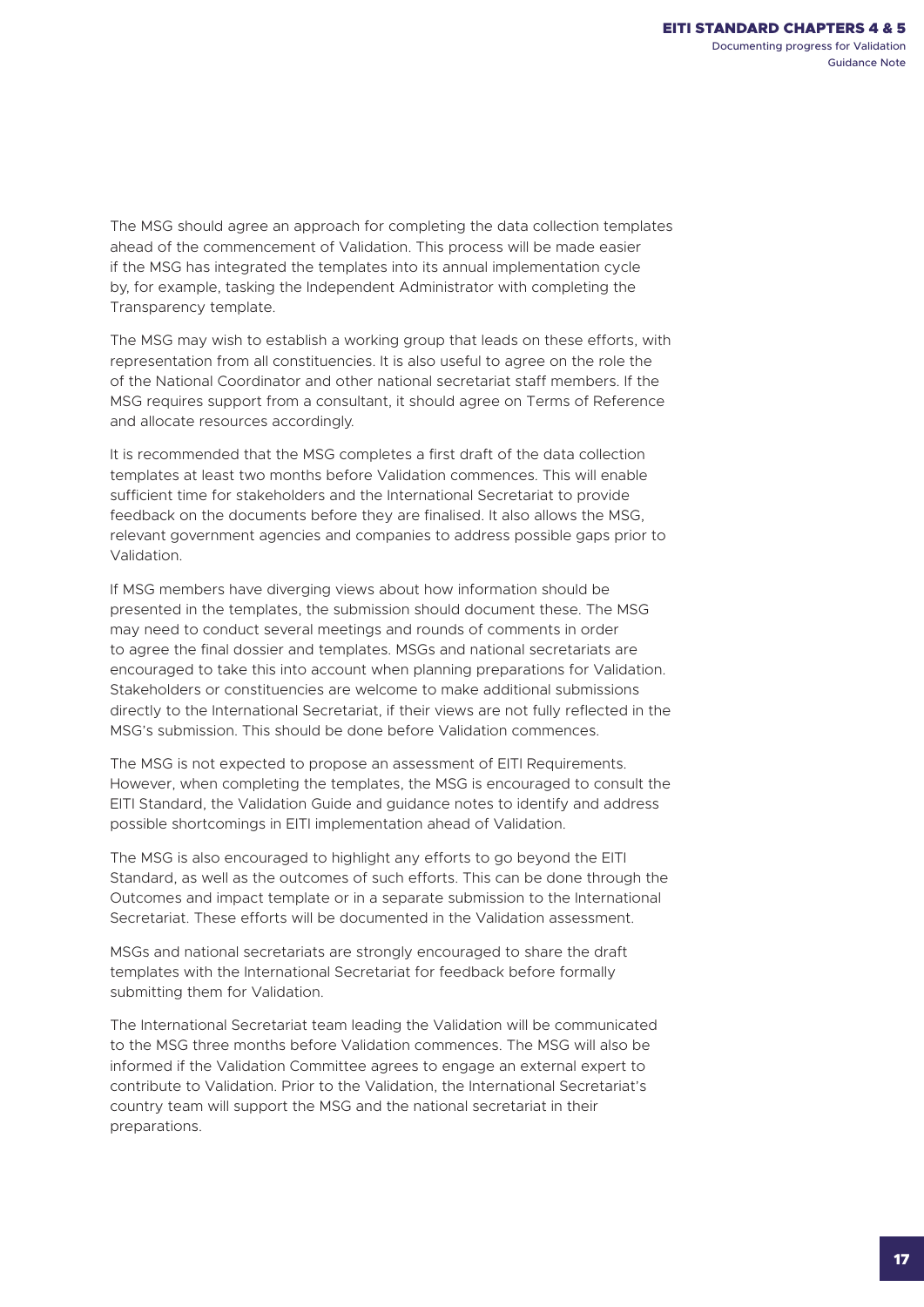The MSG should agree an approach for completing the data collection templates ahead of the commencement of Validation. This process will be made easier if the MSG has integrated the templates into its annual implementation cycle by, for example, tasking the Independent Administrator with completing the Transparency template.

The MSG may wish to establish a working group that leads on these efforts, with representation from all constituencies. It is also useful to agree on the role the of the National Coordinator and other national secretariat staff members. If the MSG requires support from a consultant, it should agree on Terms of Reference and allocate resources accordingly.

It is recommended that the MSG completes a first draft of the data collection templates at least two months before Validation commences. This will enable sufficient time for stakeholders and the International Secretariat to provide feedback on the documents before they are finalised. It also allows the MSG, relevant government agencies and companies to address possible gaps prior to Validation.

If MSG members have diverging views about how information should be presented in the templates, the submission should document these. The MSG may need to conduct several meetings and rounds of comments in order to agree the final dossier and templates. MSGs and national secretariats are encouraged to take this into account when planning preparations for Validation. Stakeholders or constituencies are welcome to make additional submissions directly to the International Secretariat, if their views are not fully reflected in the MSG's submission. This should be done before Validation commences.

The MSG is not expected to propose an assessment of EITI Requirements. However, when completing the templates, the MSG is encouraged to consult the EITI Standard, the Validation Guide and guidance notes to identify and address possible shortcomings in EITI implementation ahead of Validation.

The MSG is also encouraged to highlight any efforts to go beyond the EITI Standard, as well as the outcomes of such efforts. This can be done through the Outcomes and impact template or in a separate submission to the International Secretariat. These efforts will be documented in the Validation assessment.

MSGs and national secretariats are strongly encouraged to share the draft templates with the International Secretariat for feedback before formally submitting them for Validation.

The International Secretariat team leading the Validation will be communicated to the MSG three months before Validation commences. The MSG will also be informed if the Validation Committee agrees to engage an external expert to contribute to Validation. Prior to the Validation, the International Secretariat's country team will support the MSG and the national secretariat in their preparations.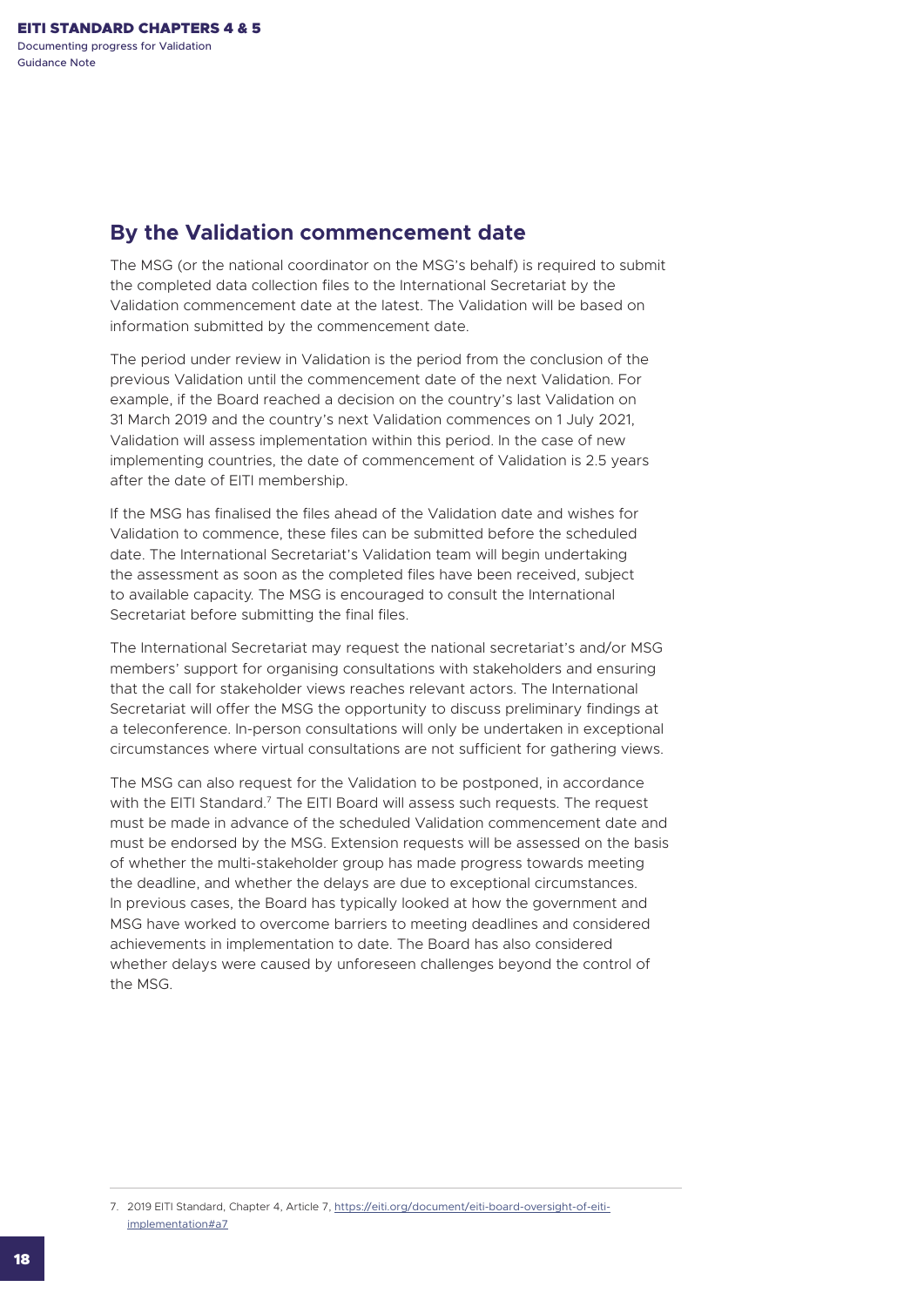## By the Validation commencement date

The MSG (or the national coordinator on the MSG's behalf) is required to submit the completed data collection files to the International Secretariat by the Validation commencement date at the latest. The Validation will be based on information submitted by the commencement date.

The period under review in Validation is the period from the conclusion of the previous Validation until the commencement date of the next Validation. For example, if the Board reached a decision on the country's last Validation on 31 March 2019 and the country's next Validation commences on 1 July 2021, Validation will assess implementation within this period. In the case of new implementing countries, the date of commencement of Validation is 2.5 years after the date of EITI membership.

If the MSG has finalised the files ahead of the Validation date and wishes for Validation to commence, these files can be submitted before the scheduled date. The International Secretariat's Validation team will begin undertaking the assessment as soon as the completed files have been received, subject to available capacity. The MSG is encouraged to consult the International Secretariat before submitting the final files.

The International Secretariat may request the national secretariat's and/or MSG members' support for organising consultations with stakeholders and ensuring that the call for stakeholder views reaches relevant actors. The International Secretariat will offer the MSG the opportunity to discuss preliminary findings at a teleconference. In-person consultations will only be undertaken in exceptional circumstances where virtual consultations are not sufficient for gathering views.

The MSG can also request for the Validation to be postponed, in accordance with the EITI Standard.[7] The EITI Board will assess such requests. The request must be made in advance of the scheduled Validation commencement date and must be endorsed by the MSG. Extension requests will be assessed on the basis of whether the multi-stakeholder group has made progress towards meeting the deadline, and whether the delays are due to exceptional circumstances. In previous cases, the Board has typically looked at how the government and MSG have worked to overcome barriers to meeting deadlines and considered achievements in implementation to date. The Board has also considered whether delays were caused by unforeseen challenges beyond the control of the MSG.

---

7. 2019 EITI Standard, Chapter 4, Article 7, https://eiti.org/document/eiti-board-oversight-of-eiti-implementation#a7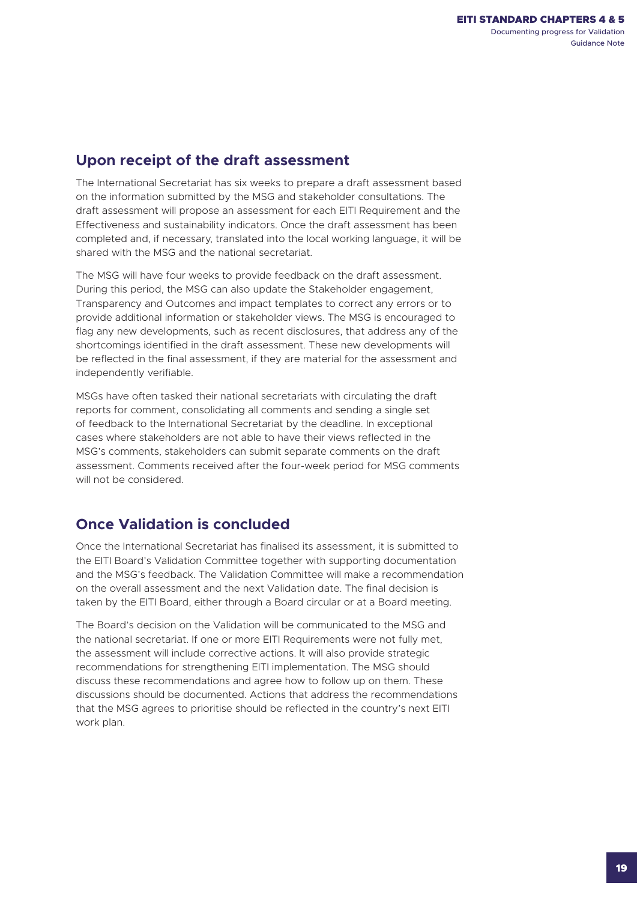## Upon receipt of the draft assessment

The International Secretariat has six weeks to prepare a draft assessment based on the information submitted by the MSG and stakeholder consultations. The draft assessment will propose an assessment for each EITI Requirement and the Effectiveness and sustainability indicators. Once the draft assessment has been completed and, if necessary, translated into the local working language, it will be shared with the MSG and the national secretariat.

The MSG will have four weeks to provide feedback on the draft assessment. During this period, the MSG can also update the Stakeholder engagement, Transparency and Outcomes and impact templates to correct any errors or to provide additional information or stakeholder views. The MSG is encouraged to flag any new developments, such as recent disclosures, that address any of the shortcomings identified in the draft assessment. These new developments will be reflected in the final assessment, if they are material for the assessment and independently verifiable.

MSGs have often tasked their national secretariats with circulating the draft reports for comment, consolidating all comments and sending a single set of feedback to the International Secretariat by the deadline. In exceptional cases where stakeholders are not able to have their views reflected in the MSG's comments, stakeholders can submit separate comments on the draft assessment. Comments received after the four-week period for MSG comments will not be considered.

## Once Validation is concluded

Once the International Secretariat has finalised its assessment, it is submitted to the EITI Board's Validation Committee together with supporting documentation and the MSG's feedback. The Validation Committee will make a recommendation on the overall assessment and the next Validation date. The final decision is taken by the EITI Board, either through a Board circular or at a Board meeting.

The Board's decision on the Validation will be communicated to the MSG and the national secretariat. If one or more EITI Requirements were not fully met, the assessment will include corrective actions. It will also provide strategic recommendations for strengthening EITI implementation. The MSG should discuss these recommendations and agree how to follow up on them. These discussions should be documented. Actions that address the recommendations that the MSG agrees to prioritise should be reflected in the country's next EITI work plan.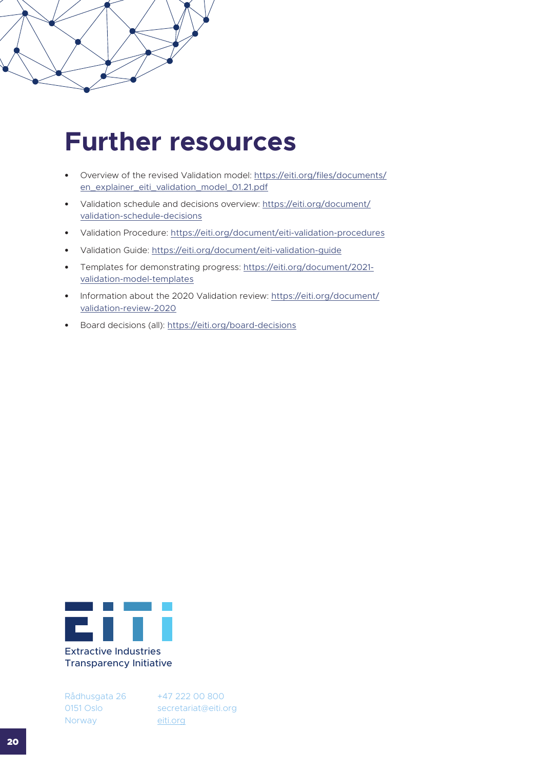# Further resources

- Overview of the revised Validation model: https://eiti.org/files/documents/en_explainer_eiti_validation_model_01.21.pdf
- Validation schedule and decisions overview: https://eiti.org/document/validation-schedule-decisions
- Validation Procedure: https://eiti.org/document/eiti-validation-procedures
- Validation Guide: https://eiti.org/document/eiti-validation-guide
- Templates for demonstrating progress: https://eiti.org/document/2021-validation-model-templates
- Information about the 2020 Validation review: https://eiti.org/document/validation-review-2020
- Board decisions (all): https://eiti.org/board-decisions

Extractive Industries Transparency Initiative

Rådhusgata 26
0151 Oslo
Norway

+47 222 00 800
secretariat@eiti.org
eiti.org